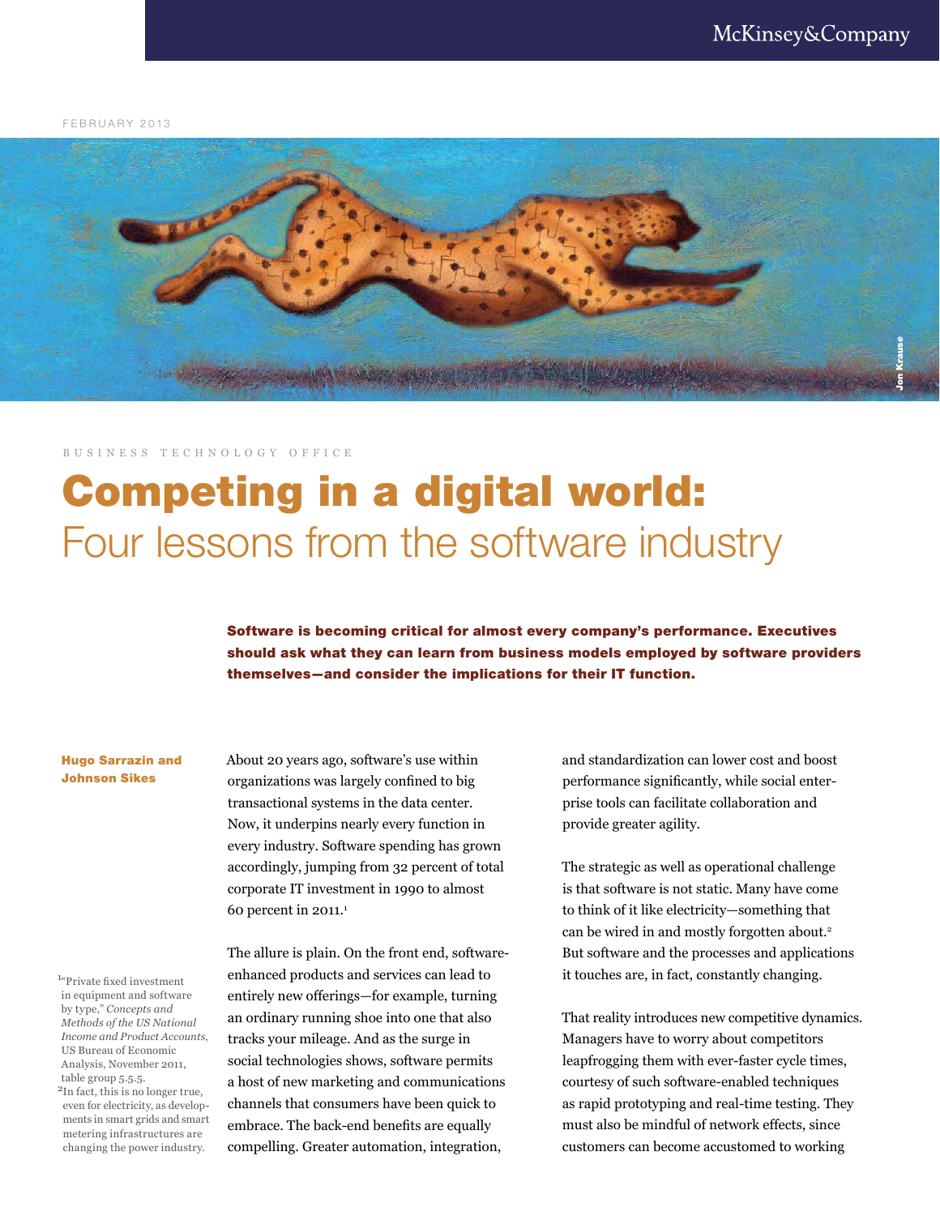FEBRUARY 2013

BUSINESS TECHNOLOGY OFFICE

# Competing in a digital world: Four lessons from the software industry

**Software is becoming critical for almost every company's performance. Executives should ask what they can learn from business models employed by software providers themselves—and consider the implications for their IT function.**

**Hugo Sarrazin and Johnson Sikes**

About 20 years ago, software's use within organizations was largely confined to big transactional systems in the data center. Now, it underpins nearly every function in every industry. Software spending has grown accordingly, jumping from 32 percent of total corporate IT investment in 1990 to almost 60 percent in 2011.[1]

The allure is plain. On the front end, software-enhanced products and services can lead to entirely new offerings—for example, turning an ordinary running shoe into one that also tracks your mileage. And as the surge in social technologies shows, software permits a host of new marketing and communications channels that consumers have been quick to embrace. The back-end benefits are equally compelling. Greater automation, integration, and standardization can lower cost and boost performance significantly, while social enterprise tools can facilitate collaboration and provide greater agility.

The strategic as well as operational challenge is that software is not static. Many have come to think of it like electricity—something that can be wired in and mostly forgotten about.[2] But software and the processes and applications it touches are, in fact, constantly changing.

That reality introduces new competitive dynamics. Managers have to worry about competitors leapfrogging them with ever-faster cycle times, courtesy of such software-enabled techniques as rapid prototyping and real-time testing. They must also be mindful of network effects, since customers can become accustomed to working

[1] "Private fixed investment in equipment and software by type," *Concepts and Methods of the US National Income and Product Accounts*, US Bureau of Economic Analysis, November 2011, table group 5.5.5.

[2] In fact, this is no longer true, even for electricity, as developments in smart grids and smart metering infrastructures are changing the power industry.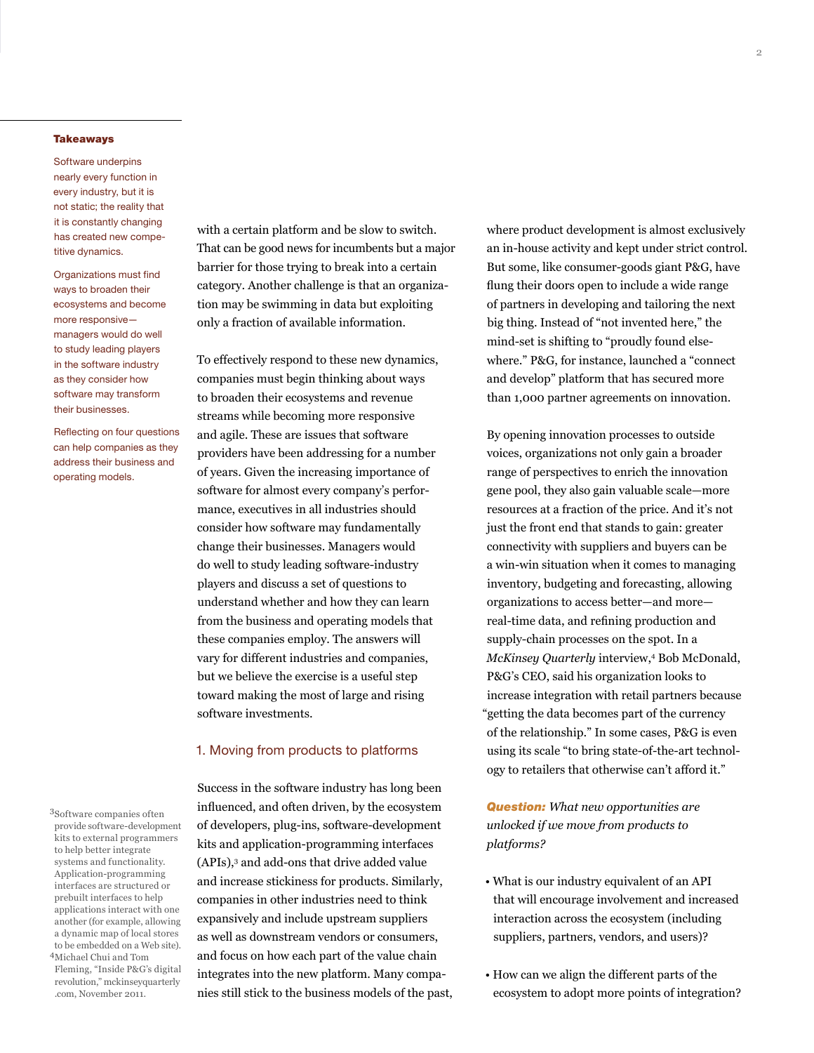### Takeaways

Software underpins nearly every function in every industry, but it is not static; the reality that it is constantly changing has created new competitive dynamics.

Organizations must find ways to broaden their ecosystems and become more responsive—managers would do well to study leading players in the software industry as they consider how software may transform their businesses.

Reflecting on four questions can help companies as they address their business and operating models.

with a certain platform and be slow to switch. That can be good news for incumbents but a major barrier for those trying to break into a certain category. Another challenge is that an organization may be swimming in data but exploiting only a fraction of available information.

To effectively respond to these new dynamics, companies must begin thinking about ways to broaden their ecosystems and revenue streams while becoming more responsive and agile. These are issues that software providers have been addressing for a number of years. Given the increasing importance of software for almost every company's performance, executives in all industries should consider how software may fundamentally change their businesses. Managers would do well to study leading software-industry players and discuss a set of questions to understand whether and how they can learn from the business and operating models that these companies employ. The answers will vary for different industries and companies, but we believe the exercise is a useful step toward making the most of large and rising software investments.

## 1. Moving from products to platforms

Success in the software industry has long been influenced, and often driven, by the ecosystem of developers, plug-ins, software-development kits and application-programming interfaces (APIs),[3] and add-ons that drive added value and increase stickiness for products. Similarly, companies in other industries need to think expansively and include upstream suppliers as well as downstream vendors or consumers, and focus on how each part of the value chain integrates into the new platform. Many companies still stick to the business models of the past, where product development is almost exclusively an in-house activity and kept under strict control. But some, like consumer-goods giant P&G, have flung their doors open to include a wide range of partners in developing and tailoring the next big thing. Instead of "not invented here," the mind-set is shifting to "proudly found elsewhere." P&G, for instance, launched a "connect and develop" platform that has secured more than 1,000 partner agreements on innovation.

By opening innovation processes to outside voices, organizations not only gain a broader range of perspectives to enrich the innovation gene pool, they also gain valuable scale—more resources at a fraction of the price. And it's not just the front end that stands to gain: greater connectivity with suppliers and buyers can be a win-win situation when it comes to managing inventory, budgeting and forecasting, allowing organizations to access better—and more—real-time data, and refining production and supply-chain processes on the spot. In a *McKinsey Quarterly* interview,[4] Bob McDonald, P&G's CEO, said his organization looks to increase integration with retail partners because "getting the data becomes part of the currency of the relationship." In some cases, P&G is even using its scale "to bring state-of-the-art technology to retailers that otherwise can't afford it."

***Question:*** *What new opportunities are unlocked if we move from products to platforms?*

- What is our industry equivalent of an API that will encourage involvement and increased interaction across the ecosystem (including suppliers, partners, vendors, and users)?

- How can we align the different parts of the ecosystem to adopt more points of integration?

[3] Software companies often provide software-development kits to external programmers to help better integrate systems and functionality. Application-programming interfaces are structured or prebuilt interfaces to help applications interact with one another (for example, allowing a dynamic map of local stores to be embedded on a Web site).

[4] Michael Chui and Tom Fleming, "Inside P&G's digital revolution," mckinseyquarterly.com, November 2011.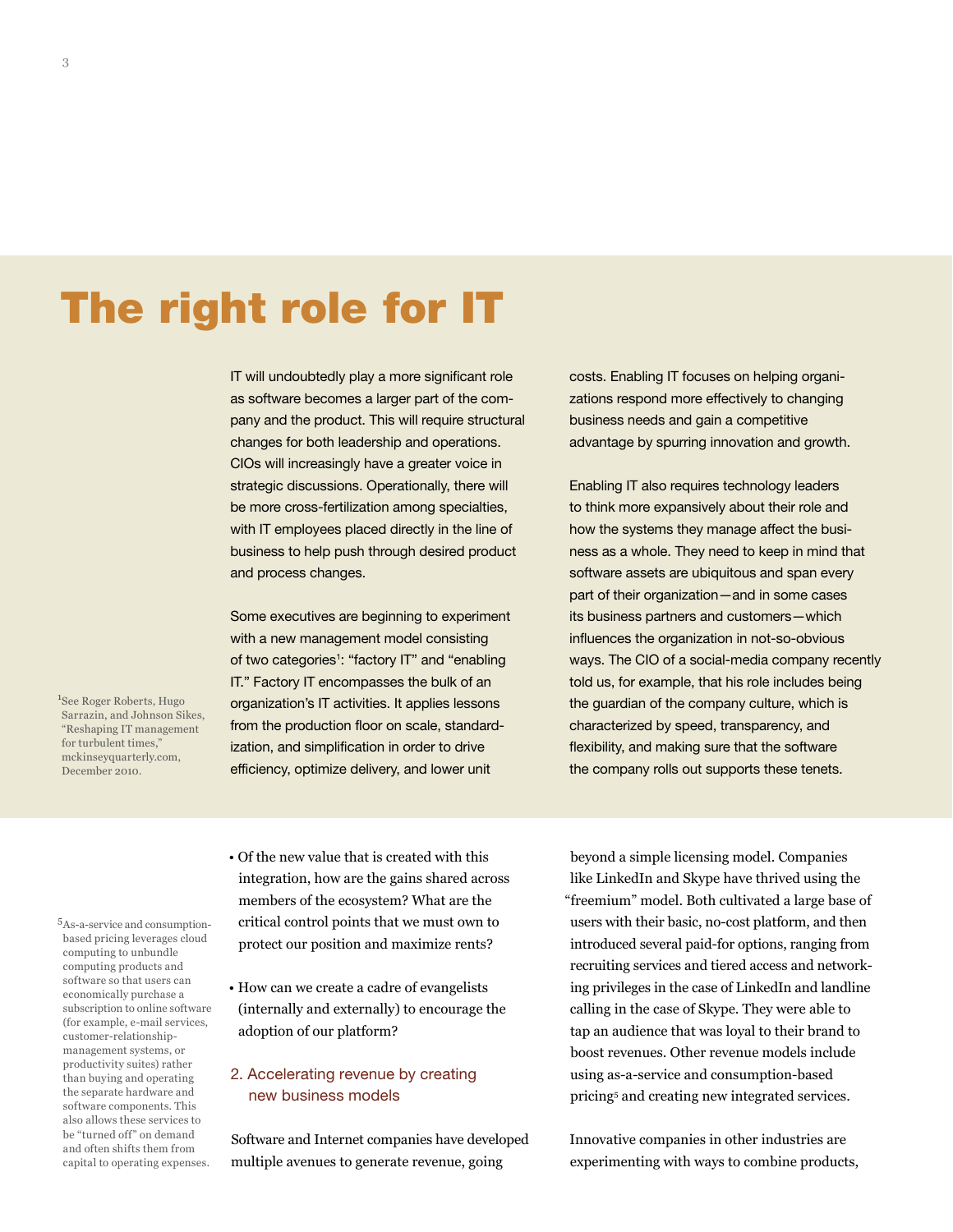# The right role for IT

IT will undoubtedly play a more significant role as software becomes a larger part of the company and the product. This will require structural changes for both leadership and operations. CIOs will increasingly have a greater voice in strategic discussions. Operationally, there will be more cross-fertilization among specialties, with IT employees placed directly in the line of business to help push through desired product and process changes.

Some executives are beginning to experiment with a new management model consisting of two categories[1]: "factory IT" and "enabling IT." Factory IT encompasses the bulk of an organization's IT activities. It applies lessons from the production floor on scale, standardization, and simplification in order to drive efficiency, optimize delivery, and lower unit costs. Enabling IT focuses on helping organizations respond more effectively to changing business needs and gain a competitive advantage by spurring innovation and growth.

Enabling IT also requires technology leaders to think more expansively about their role and how the systems they manage affect the business as a whole. They need to keep in mind that software assets are ubiquitous and span every part of their organization—and in some cases its business partners and customers—which influences the organization in not-so-obvious ways. The CIO of a social-media company recently told us, for example, that his role includes being the guardian of the company culture, which is characterized by speed, transparency, and flexibility, and making sure that the software the company rolls out supports these tenets.

[1] See Roger Roberts, Hugo Sarrazin, and Johnson Sikes, "Reshaping IT management for turbulent times," mckinseyquarterly.com, December 2010.

- Of the new value that is created with this integration, how are the gains shared across members of the ecosystem? What are the critical control points that we must own to protect our position and maximize rents?
- How can we create a cadre of evangelists (internally and externally) to encourage the adoption of our platform?

## 2. Accelerating revenue by creating new business models

Software and Internet companies have developed multiple avenues to generate revenue, going beyond a simple licensing model. Companies like LinkedIn and Skype have thrived using the "freemium" model. Both cultivated a large base of users with their basic, no-cost platform, and then introduced several paid-for options, ranging from recruiting services and tiered access and networking privileges in the case of LinkedIn and landline calling in the case of Skype. They were able to tap an audience that was loyal to their brand to boost revenues. Other revenue models include using as-a-service and consumption-based pricing[5] and creating new integrated services.

Innovative companies in other industries are experimenting with ways to combine products,

[5] As-a-service and consumption-based pricing leverages cloud computing to unbundle computing products and software so that users can economically purchase a subscription to online software (for example, e-mail services, customer-relationship-management systems, or productivity suites) rather than buying and operating the separate hardware and software components. This also allows these services to be "turned off" on demand and often shifts them from capital to operating expenses.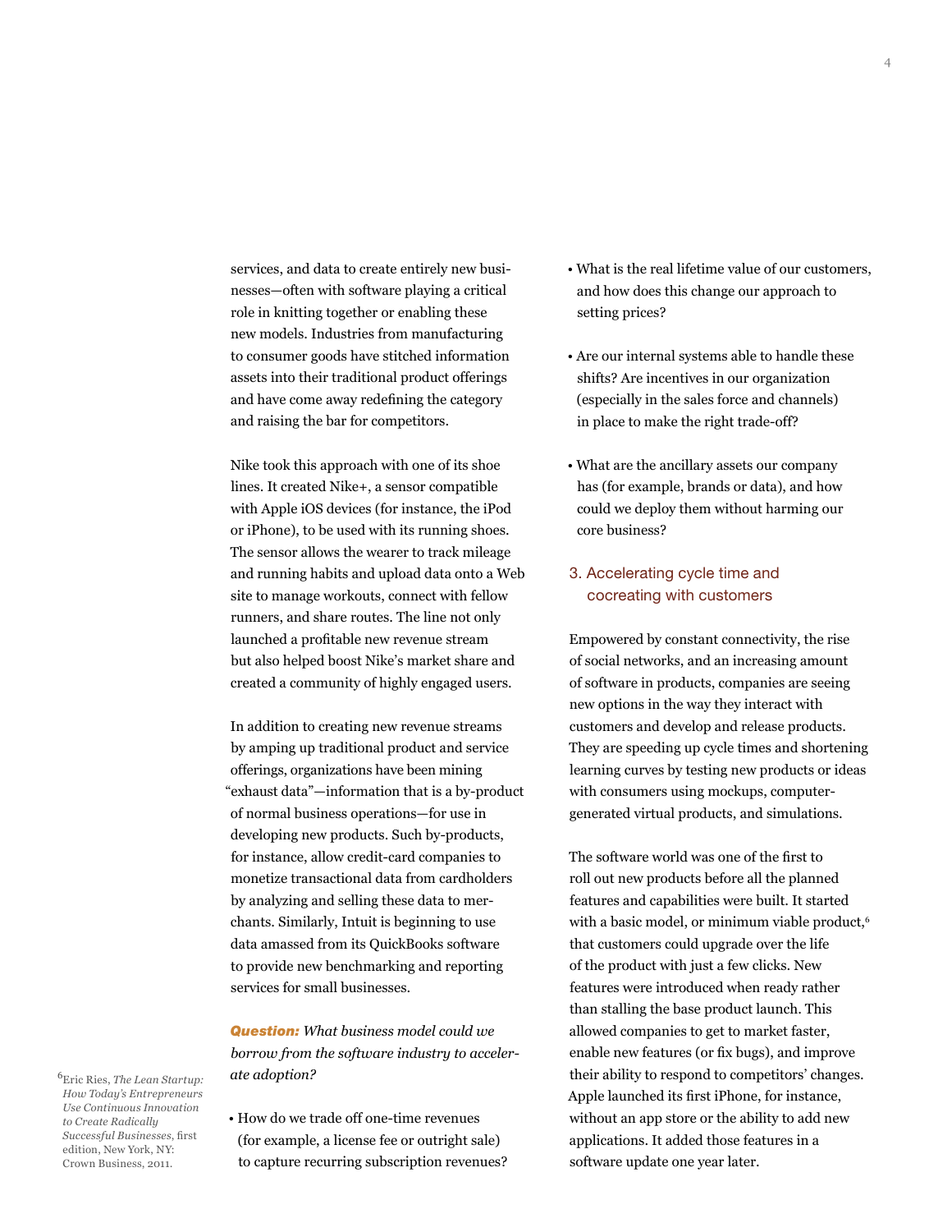services, and data to create entirely new businesses—often with software playing a critical role in knitting together or enabling these new models. Industries from manufacturing to consumer goods have stitched information assets into their traditional product offerings and have come away redefining the category and raising the bar for competitors.

Nike took this approach with one of its shoe lines. It created Nike+, a sensor compatible with Apple iOS devices (for instance, the iPod or iPhone), to be used with its running shoes. The sensor allows the wearer to track mileage and running habits and upload data onto a Web site to manage workouts, connect with fellow runners, and share routes. The line not only launched a profitable new revenue stream but also helped boost Nike's market share and created a community of highly engaged users.

In addition to creating new revenue streams by amping up traditional product and service offerings, organizations have been mining "exhaust data"—information that is a by-product of normal business operations—for use in developing new products. Such by-products, for instance, allow credit-card companies to monetize transactional data from cardholders by analyzing and selling these data to merchants. Similarly, Intuit is beginning to use data amassed from its QuickBooks software to provide new benchmarking and reporting services for small businesses.

***Question:*** *What business model could we borrow from the software industry to accelerate adoption?*

- How do we trade off one-time revenues (for example, a license fee or outright sale) to capture recurring subscription revenues?
- What is the real lifetime value of our customers, and how does this change our approach to setting prices?
- Are our internal systems able to handle these shifts? Are incentives in our organization (especially in the sales force and channels) in place to make the right trade-off?
- What are the ancillary assets our company has (for example, brands or data), and how could we deploy them without harming our core business?

### 3. Accelerating cycle time and cocreating with customers

Empowered by constant connectivity, the rise of social networks, and an increasing amount of software in products, companies are seeing new options in the way they interact with customers and develop and release products. They are speeding up cycle times and shortening learning curves by testing new products or ideas with consumers using mockups, computer-generated virtual products, and simulations.

The software world was one of the first to roll out new products before all the planned features and capabilities were built. It started with a basic model, or minimum viable product,[6] that customers could upgrade over the life of the product with just a few clicks. New features were introduced when ready rather than stalling the base product launch. This allowed companies to get to market faster, enable new features (or fix bugs), and improve their ability to respond to competitors' changes. Apple launched its first iPhone, for instance, without an app store or the ability to add new applications. It added those features in a software update one year later.

[6] Eric Ries, *The Lean Startup: How Today's Entrepreneurs Use Continuous Innovation to Create Radically Successful Businesses*, first edition, New York, NY: Crown Business, 2011.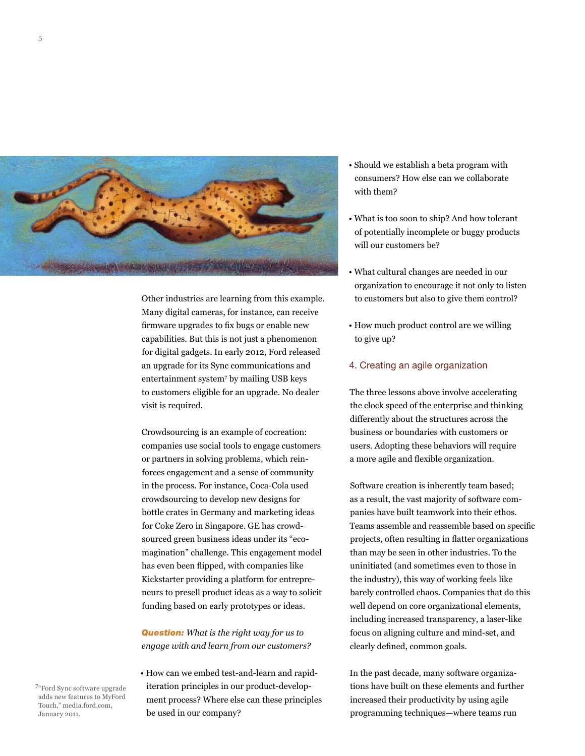Other industries are learning from this example. Many digital cameras, for instance, can receive firmware upgrades to fix bugs or enable new capabilities. But this is not just a phenomenon for digital gadgets. In early 2012, Ford released an upgrade for its Sync communications and entertainment system[7] by mailing USB keys to customers eligible for an upgrade. No dealer visit is required.

Crowdsourcing is an example of cocreation: companies use social tools to engage customers or partners in solving problems, which reinforces engagement and a sense of community in the process. For instance, Coca-Cola used crowdsourcing to develop new designs for bottle crates in Germany and marketing ideas for Coke Zero in Singapore. GE has crowdsourced green business ideas under its "ecomagination" challenge. This engagement model has even been flipped, with companies like Kickstarter providing a platform for entrepreneurs to presell product ideas as a way to solicit funding based on early prototypes or ideas.

***Question:*** *What is the right way for us to engage with and learn from our customers?*

- How can we embed test-and-learn and rapid-iteration principles in our product-development process? Where else can these principles be used in our company?
- Should we establish a beta program with consumers? How else can we collaborate with them?
- What is too soon to ship? And how tolerant of potentially incomplete or buggy products will our customers be?
- What cultural changes are needed in our organization to encourage it not only to listen to customers but also to give them control?
- How much product control are we willing to give up?

### 4. Creating an agile organization

The three lessons above involve accelerating the clock speed of the enterprise and thinking differently about the structures across the business or boundaries with customers or users. Adopting these behaviors will require a more agile and flexible organization.

Software creation is inherently team based; as a result, the vast majority of software companies have built teamwork into their ethos. Teams assemble and reassemble based on specific projects, often resulting in flatter organizations than may be seen in other industries. To the uninitiated (and sometimes even to those in the industry), this way of working feels like barely controlled chaos. Companies that do this well depend on core organizational elements, including increased transparency, a laser-like focus on aligning culture and mind-set, and clearly defined, common goals.

In the past decade, many software organizations have built on these elements and further increased their productivity by using agile programming techniques—where teams run

[7] "Ford Sync software upgrade adds new features to MyFord Touch," media.ford.com, January 2011.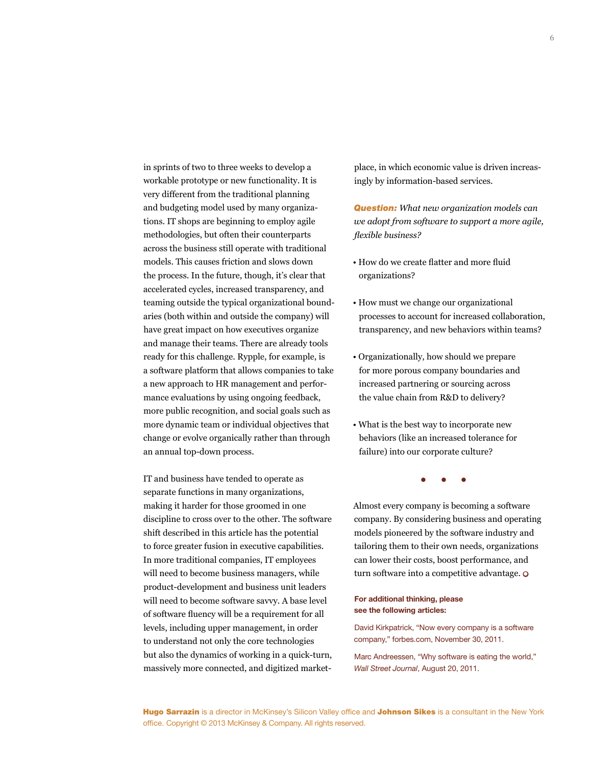in sprints of two to three weeks to develop a workable prototype or new functionality. It is very different from the traditional planning and budgeting model used by many organizations. IT shops are beginning to employ agile methodologies, but often their counterparts across the business still operate with traditional models. This causes friction and slows down the process. In the future, though, it's clear that accelerated cycles, increased transparency, and teaming outside the typical organizational boundaries (both within and outside the company) will have great impact on how executives organize and manage their teams. There are already tools ready for this challenge. Rypple, for example, is a software platform that allows companies to take a new approach to HR management and performance evaluations by using ongoing feedback, more public recognition, and social goals such as more dynamic team or individual objectives that change or evolve organically rather than through an annual top-down process.

IT and business have tended to operate as separate functions in many organizations, making it harder for those groomed in one discipline to cross over to the other. The software shift described in this article has the potential to force greater fusion in executive capabilities. In more traditional companies, IT employees will need to become business managers, while product-development and business unit leaders will need to become software savvy. A base level of software fluency will be a requirement for all levels, including upper management, in order to understand not only the core technologies but also the dynamics of working in a quick-turn, massively more connected, and digitized marketplace, in which economic value is driven increasingly by information-based services.

***Question:*** *What new organization models can we adopt from software to support a more agile, flexible business?*

- How do we create flatter and more fluid organizations?
- How must we change our organizational processes to account for increased collaboration, transparency, and new behaviors within teams?
- Organizationally, how should we prepare for more porous company boundaries and increased partnering or sourcing across the value chain from R&D to delivery?
- What is the best way to incorporate new behaviors (like an increased tolerance for failure) into our corporate culture?

• • •

Almost every company is becoming a software company. By considering business and operating models pioneered by the software industry and tailoring them to their own needs, organizations can lower their costs, boost performance, and turn software into a competitive advantage.

**For additional thinking, please see the following articles:**

David Kirkpatrick, "Now every company is a software company," forbes.com, November 30, 2011.

Marc Andreessen, "Why software is eating the world," *Wall Street Journal*, August 20, 2011.

**Hugo Sarrazin** is a director in McKinsey's Silicon Valley office and **Johnson Sikes** is a consultant in the New York office. Copyright © 2013 McKinsey & Company. All rights reserved.